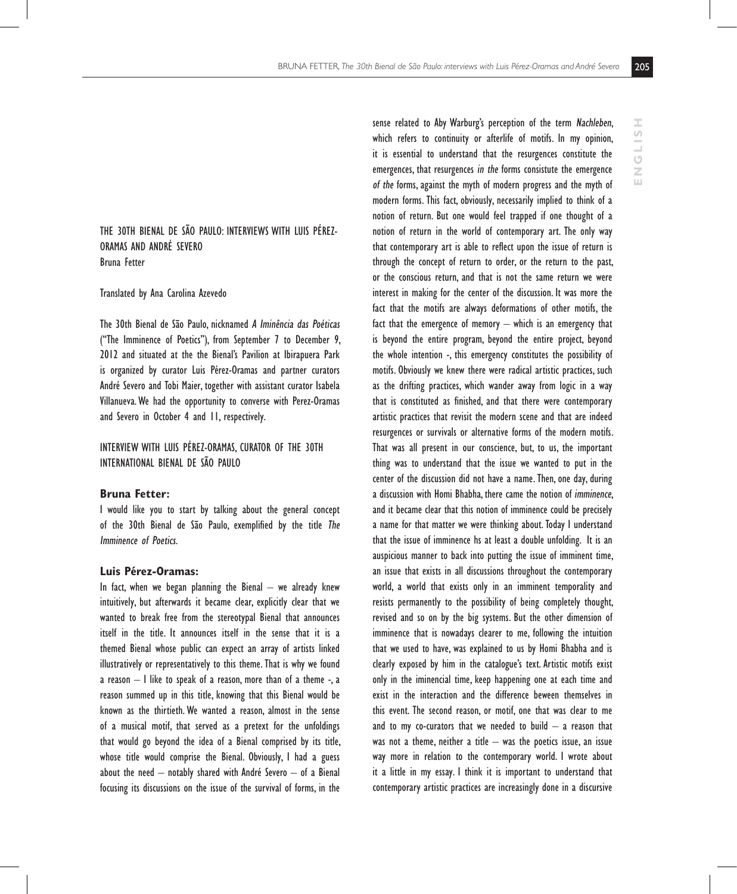# THE 30TH BIENAL DE SÃO PAULO: INTERVIEWS WITH LUIS PÉREZ-ORAMAS AND ANDRÉ SEVERO

Bruna Fetter

Translated by Ana Carolina Azevedo

The 30th Bienal de São Paulo, nicknamed *A Iminência das Poéticas* ("The Imminence of Poetics"), from September 7 to December 9, 2012 and situated at the the Bienal's Pavilion at Ibirapuera Park is organized by curator Luis Pérez-Oramas and partner curators André Severo and Tobi Maier, together with assistant curator Isabela Villanueva. We had the opportunity to converse with Perez-Oramas and Severo in October 4 and 11, respectively.

## INTERVIEW WITH LUIS PÉREZ-ORAMAS, CURATOR OF THE 30TH INTERNATIONAL BIENAL DE SÃO PAULO

**Bruna Fetter:**

I would like you to start by talking about the general concept of the 30th Bienal de São Paulo, exemplified by the title *The Imminence of Poetics.*

**Luis Pérez-Oramas:**

In fact, when we began planning the Bienal – we already knew intuitively, but afterwards it became clear, explicitly clear that we wanted to break free from the stereotypal Bienal that announces itself in the title. It announces itself in the sense that it is a themed Bienal whose public can expect an array of artists linked illustratively or representatively to this theme. That is why we found a reason – I like to speak of a reason, more than of a theme -, a reason summed up in this title, knowing that this Bienal would be known as the thirtieth. We wanted a reason, almost in the sense of a musical motif, that served as a pretext for the unfoldings that would go beyond the idea of a Bienal comprised by its title, whose title would comprise the Bienal. Obviously, I had a guess about the need – notably shared with André Severo – of a Bienal focusing its discussions on the issue of the survival of forms, in the sense related to Aby Warburg's perception of the term *Nachleben*, which refers to continuity or afterlife of motifs. In my opinion, it is essential to understand that the resurgences constitute the emergences, that resurgences *in the* forms consistute the emergence *of the* forms, against the myth of modern progress and the myth of modern forms. This fact, obviously, necessarily implied to think of a notion of return. But one would feel trapped if one thought of a notion of return in the world of contemporary art. The only way that contemporary art is able to reflect upon the issue of return is through the concept of return to order, or the return to the past, or the conscious return, and that is not the same return we were interest in making for the center of the discussion. It was more the fact that the motifs are always deformations of other motifs, the fact that the emergence of memory – which is an emergency that is beyond the entire program, beyond the entire project, beyond the whole intention -, this emergency constitutes the possibility of motifs. Obviously we knew there were radical artistic practices, such as the drifting practices, which wander away from logic in a way that is constituted as finished, and that there were contemporary artistic practices that revisit the modern scene and that are indeed resurgences or survivals or alternative forms of the modern motifs. That was all present in our conscience, but, to us, the important thing was to understand that the issue we wanted to put in the center of the discussion did not have a name. Then, one day, during a discussion with Homi Bhabha, there came the notion of *imminence*, and it became clear that this notion of imminence could be precisely a name for that matter we were thinking about. Today I understand that the issue of imminence hs at least a double unfolding. It is an auspicious manner to back into putting the issue of imminent time, an issue that exists in all discussions throughout the contemporary world, a world that exists only in an imminent temporality and resists permanently to the possibility of being completely thought, revised and so on by the big systems. But the other dimension of imminence that is nowadays clearer to me, following the intuition that we used to have, was explained to us by Homi Bhabha and is clearly exposed by him in the catalogue's text. Artistic motifs exist only in the iminencial time, keep happening one at each time and exist in the interaction and the difference beween themselves in this event. The second reason, or motif, one that was clear to me and to my co-curators that we needed to build – a reason that was not a theme, neither a title – was the poetics issue, an issue way more in relation to the contemporary world. I wrote about it a little in my essay. I think it is important to understand that contemporary artistic practices are increasingly done in a discursive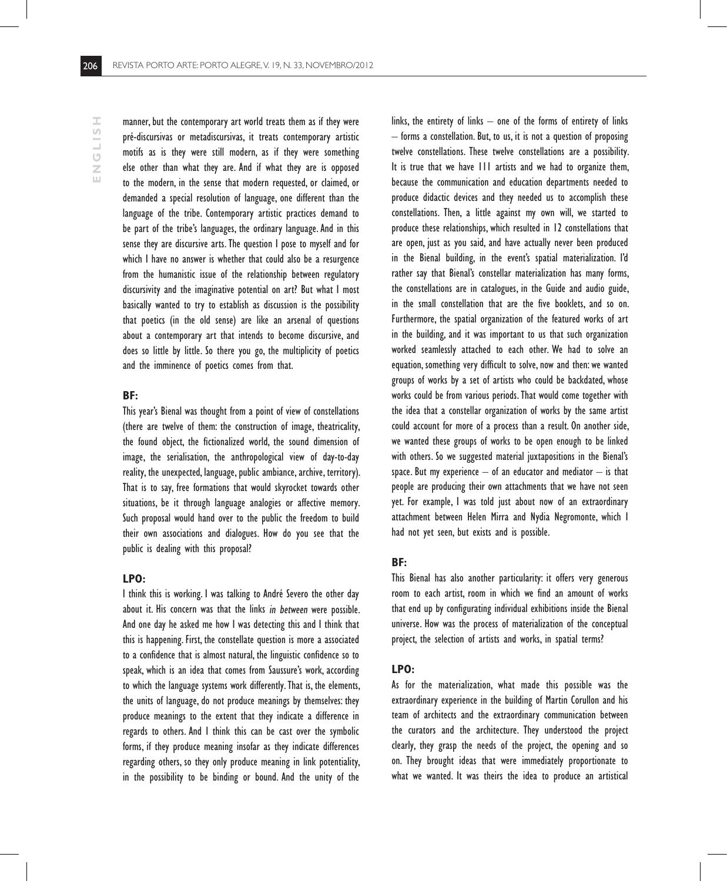manner, but the contemporary art world treats them as if they were pré-discursivas or metadiscursivas, it treats contemporary artistic motifs as is they were still modern, as if they were something else other than what they are. And if what they are is opposed to the modern, in the sense that modern requested, or claimed, or demanded a special resolution of language, one different than the language of the tribe. Contemporary artistic practices demand to be part of the tribe's languages, the ordinary language. And in this sense they are discursive arts. The question I pose to myself and for which I have no answer is whether that could also be a resurgence from the humanistic issue of the relationship between regulatory discursivity and the imaginative potential on art? But what I most basically wanted to try to establish as discussion is the possibility that poetics (in the old sense) are like an arsenal of questions about a contemporary art that intends to become discursive, and does so little by little. So there you go, the multiplicity of poetics and the imminence of poetics comes from that.

**BF:**

This year's Bienal was thought from a point of view of constellations (there are twelve of them: the construction of image, theatricality, the found object, the fictionalized world, the sound dimension of image, the serialisation, the anthropological view of day-to-day reality, the unexpected, language, public ambiance, archive, territory). That is to say, free formations that would skyrocket towards other situations, be it through language analogies or affective memory. Such proposal would hand over to the public the freedom to build their own associations and dialogues. How do you see that the public is dealing with this proposal?

**LPO:**

I think this is working. I was talking to André Severo the other day about it. His concern was that the links *in between* were possible. And one day he asked me how I was detecting this and I think that this is happening. First, the constellate question is more a associated to a confidence that is almost natural, the linguistic confidence so to speak, which is an idea that comes from Saussure's work, according to which the language systems work differently. That is, the elements, the units of language, do not produce meanings by themselves: they produce meanings to the extent that they indicate a difference in regards to others. And I think this can be cast over the symbolic forms, if they produce meaning insofar as they indicate differences regarding others, so they only produce meaning in link potentiality, in the possibility to be binding or bound. And the unity of the links, the entirety of links – one of the forms of entirety of links – forms a constellation. But, to us, it is not a question of proposing twelve constellations. These twelve constellations are a possibility. It is true that we have 111 artists and we had to organize them, because the communication and education departments needed to produce didactic devices and they needed us to accomplish these constellations. Then, a little against my own will, we started to produce these relationships, which resulted in 12 constellations that are open, just as you said, and have actually never been produced in the Bienal building, in the event's spatial materialization. I'd rather say that Bienal's constellar materialization has many forms, the constellations are in catalogues, in the Guide and audio guide, in the small constellation that are the five booklets, and so on. Furthermore, the spatial organization of the featured works of art in the building, and it was important to us that such organization worked seamlessly attached to each other. We had to solve an equation, something very difficult to solve, now and then: we wanted groups of works by a set of artists who could be backdated, whose works could be from various periods. That would come together with the idea that a constellar organization of works by the same artist could account for more of a process than a result. On another side, we wanted these groups of works to be open enough to be linked with others. So we suggested material juxtapositions in the Bienal's space. But my experience – of an educator and mediator – is that people are producing their own attachments that we have not seen yet. For example, I was told just about now of an extraordinary attachment between Helen Mirra and Nydia Negromonte, which I had not yet seen, but exists and is possible.

**BF:**

This Bienal has also another particularity: it offers very generous room to each artist, room in which we find an amount of works that end up by configurating individual exhibitions inside the Bienal universe. How was the process of materialization of the conceptual project, the selection of artists and works, in spatial terms?

**LPO:**

As for the materialization, what made this possible was the extraordinary experience in the building of Martin Corullon and his team of architects and the extraordinary communication between the curators and the architecture. They understood the project clearly, they grasp the needs of the project, the opening and so on. They brought ideas that were immediately proportionate to what we wanted. It was theirs the idea to produce an artistical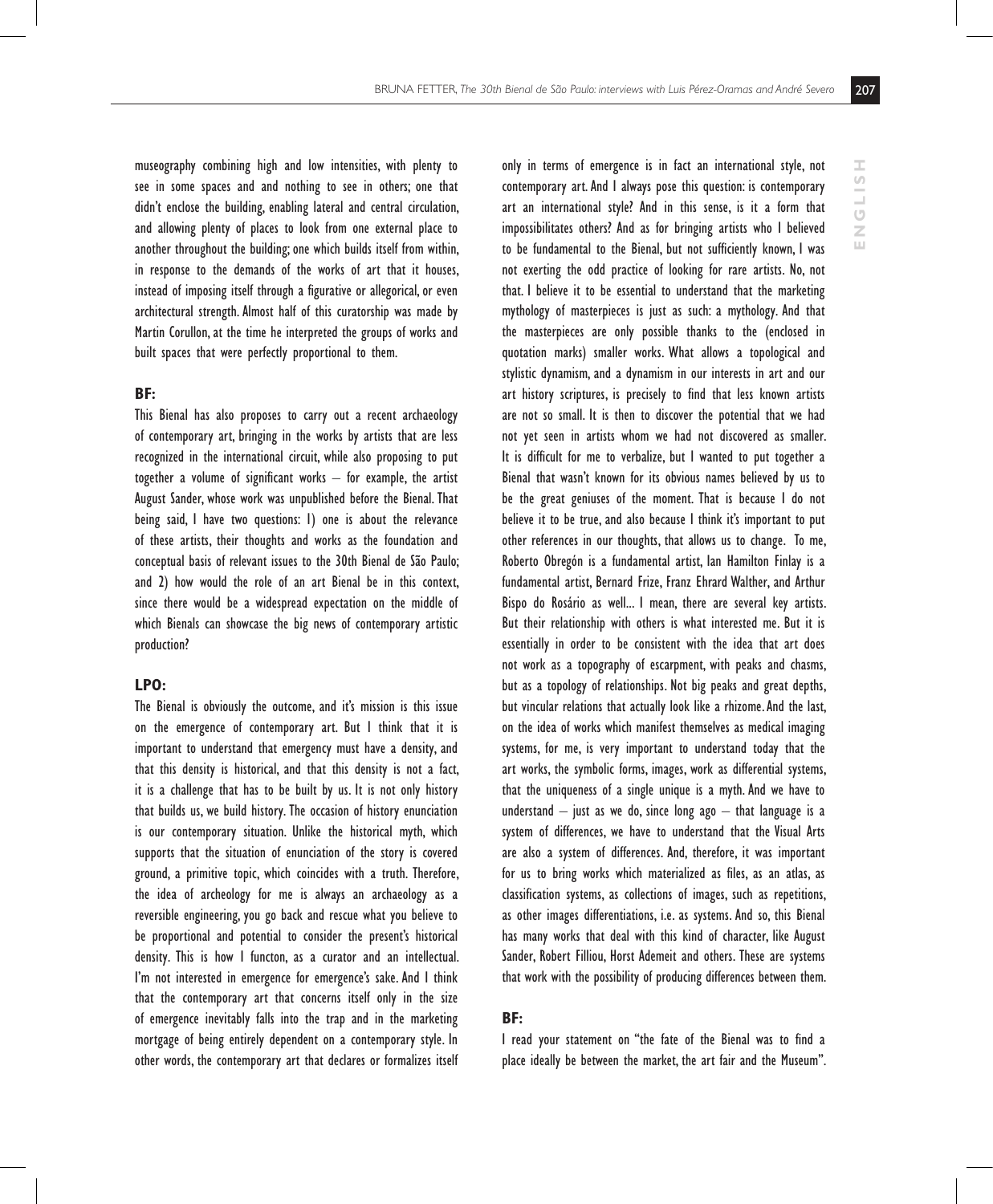museography combining high and low intensities, with plenty to see in some spaces and and nothing to see in others; one that didn't enclose the building, enabling lateral and central circulation, and allowing plenty of places to look from one external place to another throughout the building; one which builds itself from within, in response to the demands of the works of art that it houses, instead of imposing itself through a figurative or allegorical, or even architectural strength. Almost half of this curatorship was made by Martin Corullon, at the time he interpreted the groups of works and built spaces that were perfectly proportional to them.

**BF:**

This Bienal has also proposes to carry out a recent archaeology of contemporary art, bringing in the works by artists that are less recognized in the international circuit, while also proposing to put together a volume of significant works – for example, the artist August Sander, whose work was unpublished before the Bienal. That being said, I have two questions: 1) one is about the relevance of these artists, their thoughts and works as the foundation and conceptual basis of relevant issues to the 30th Bienal de São Paulo; and 2) how would the role of an art Bienal be in this context, since there would be a widespread expectation on the middle of which Bienals can showcase the big news of contemporary artistic production?

**LPO:**

The Bienal is obviously the outcome, and it's mission is this issue on the emergence of contemporary art. But I think that it is important to understand that emergency must have a density, and that this density is historical, and that this density is not a fact, it is a challenge that has to be built by us. It is not only history that builds us, we build history. The occasion of history enunciation is our contemporary situation. Unlike the historical myth, which supports that the situation of enunciation of the story is covered ground, a primitive topic, which coincides with a truth. Therefore, the idea of archeology for me is always an archaeology as a reversible engineering, you go back and rescue what you believe to be proportional and potential to consider the present's historical density. This is how I functon, as a curator and an intellectual. I'm not interested in emergence for emergence's sake. And I think that the contemporary art that concerns itself only in the size of emergence inevitably falls into the trap and in the marketing mortgage of being entirely dependent on a contemporary style. In other words, the contemporary art that declares or formalizes itself only in terms of emergence is in fact an international style, not contemporary art. And I always pose this question: is contemporary art an international style? And in this sense, is it a form that impossibilitates others? And as for bringing artists who I believed to be fundamental to the Bienal, but not sufficiently known, I was not exerting the odd practice of looking for rare artists. No, not that. I believe it to be essential to understand that the marketing mythology of masterpieces is just as such: a mythology. And that the masterpieces are only possible thanks to the (enclosed in quotation marks) smaller works. What allows a topological and stylistic dynamism, and a dynamism in our interests in art and our art history scriptures, is precisely to find that less known artists are not so small. It is then to discover the potential that we had not yet seen in artists whom we had not discovered as smaller. It is difficult for me to verbalize, but I wanted to put together a Bienal that wasn't known for its obvious names believed by us to be the great geniuses of the moment. That is because I do not believe it to be true, and also because I think it's important to put other references in our thoughts, that allows us to change. To me, Roberto Obregón is a fundamental artist, Ian Hamilton Finlay is a fundamental artist, Bernard Frize, Franz Ehrard Walther, and Arthur Bispo do Rosário as well... I mean, there are several key artists. But their relationship with others is what interested me. But it is essentially in order to be consistent with the idea that art does not work as a topography of escarpment, with peaks and chasms, but as a topology of relationships. Not big peaks and great depths, but vincular relations that actually look like a rhizome. And the last, on the idea of works which manifest themselves as medical imaging systems, for me, is very important to understand today that the art works, the symbolic forms, images, work as differential systems, that the uniqueness of a single unique is a myth. And we have to understand – just as we do, since long ago – that language is a system of differences, we have to understand that the Visual Arts are also a system of differences. And, therefore, it was important for us to bring works which materialized as files, as an atlas, as classification systems, as collections of images, such as repetitions, as other images differentiations, i.e. as systems. And so, this Bienal has many works that deal with this kind of character, like August Sander, Robert Filliou, Horst Ademeit and others. These are systems that work with the possibility of producing differences between them.

**BF:**

I read your statement on "the fate of the Bienal was to find a place ideally be between the market, the art fair and the Museum".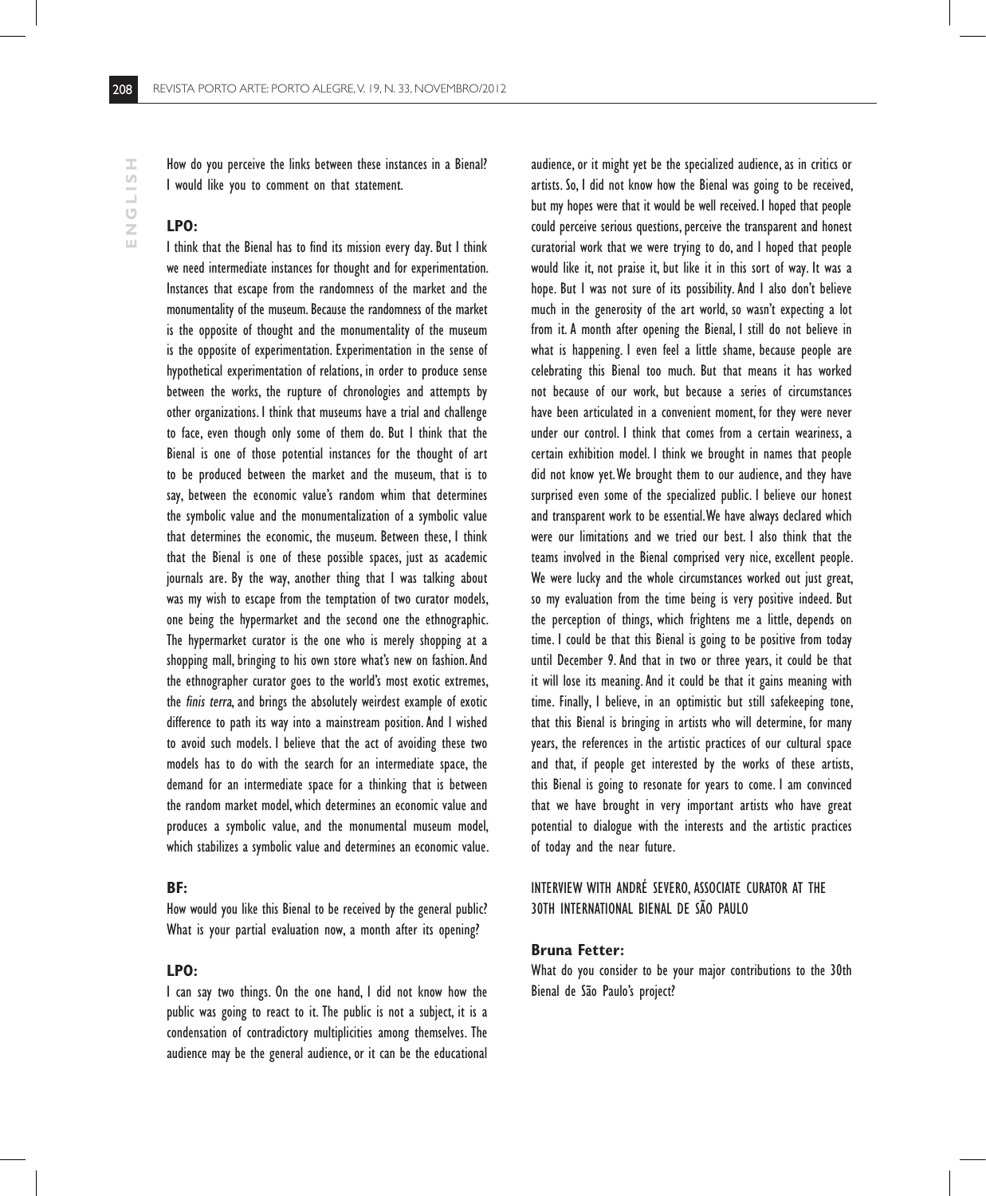How do you perceive the links between these instances in a Bienal? I would like you to comment on that statement.

**LPO:**

I think that the Bienal has to find its mission every day. But I think we need intermediate instances for thought and for experimentation. Instances that escape from the randomness of the market and the monumentality of the museum. Because the randomness of the market is the opposite of thought and the monumentality of the museum is the opposite of experimentation. Experimentation in the sense of hypothetical experimentation of relations, in order to produce sense between the works, the rupture of chronologies and attempts by other organizations. I think that museums have a trial and challenge to face, even though only some of them do. But I think that the Bienal is one of those potential instances for the thought of art to be produced between the market and the museum, that is to say, between the economic value's random whim that determines the symbolic value and the monumentalization of a symbolic value that determines the economic, the museum. Between these, I think that the Bienal is one of these possible spaces, just as academic journals are. By the way, another thing that I was talking about was my wish to escape from the temptation of two curator models, one being the hypermarket and the second one the ethnographic. The hypermarket curator is the one who is merely shopping at a shopping mall, bringing to his own store what's new on fashion. And the ethnographer curator goes to the world's most exotic extremes, the *finis terra*, and brings the absolutely weirdest example of exotic difference to path its way into a mainstream position. And I wished to avoid such models. I believe that the act of avoiding these two models has to do with the search for an intermediate space, the demand for an intermediate space for a thinking that is between the random market model, which determines an economic value and produces a symbolic value, and the monumental museum model, which stabilizes a symbolic value and determines an economic value.

**BF:**

How would you like this Bienal to be received by the general public? What is your partial evaluation now, a month after its opening?

**LPO:**

I can say two things. On the one hand, I did not know how the public was going to react to it. The public is not a subject, it is a condensation of contradictory multiplicities among themselves. The audience may be the general audience, or it can be the educational audience, or it might yet be the specialized audience, as in critics or artists. So, I did not know how the Bienal was going to be received, but my hopes were that it would be well received. I hoped that people could perceive serious questions, perceive the transparent and honest curatorial work that we were trying to do, and I hoped that people would like it, not praise it, but like it in this sort of way. It was a hope. But I was not sure of its possibility. And I also don't believe much in the generosity of the art world, so wasn't expecting a lot from it. A month after opening the Bienal, I still do not believe in what is happening. I even feel a little shame, because people are celebrating this Bienal too much. But that means it has worked not because of our work, but because a series of circumstances have been articulated in a convenient moment, for they were never under our control. I think that comes from a certain weariness, a certain exhibition model. I think we brought in names that people did not know yet. We brought them to our audience, and they have surprised even some of the specialized public. I believe our honest and transparent work to be essential. We have always declared which were our limitations and we tried our best. I also think that the teams involved in the Bienal comprised very nice, excellent people. We were lucky and the whole circumstances worked out just great, so my evaluation from the time being is very positive indeed. But the perception of things, which frightens me a little, depends on time. I could be that this Bienal is going to be positive from today until December 9. And that in two or three years, it could be that it will lose its meaning. And it could be that it gains meaning with time. Finally, I believe, in an optimistic but still safekeeping tone, that this Bienal is bringing in artists who will determine, for many years, the references in the artistic practices of our cultural space and that, if people get interested by the works of these artists, this Bienal is going to resonate for years to come. I am convinced that we have brought in very important artists who have great potential to dialogue with the interests and the artistic practices of today and the near future.

## INTERVIEW WITH ANDRÉ SEVERO, ASSOCIATE CURATOR AT THE 30TH INTERNATIONAL BIENAL DE SÃO PAULO

**Bruna Fetter:**

What do you consider to be your major contributions to the 30th Bienal de São Paulo's project?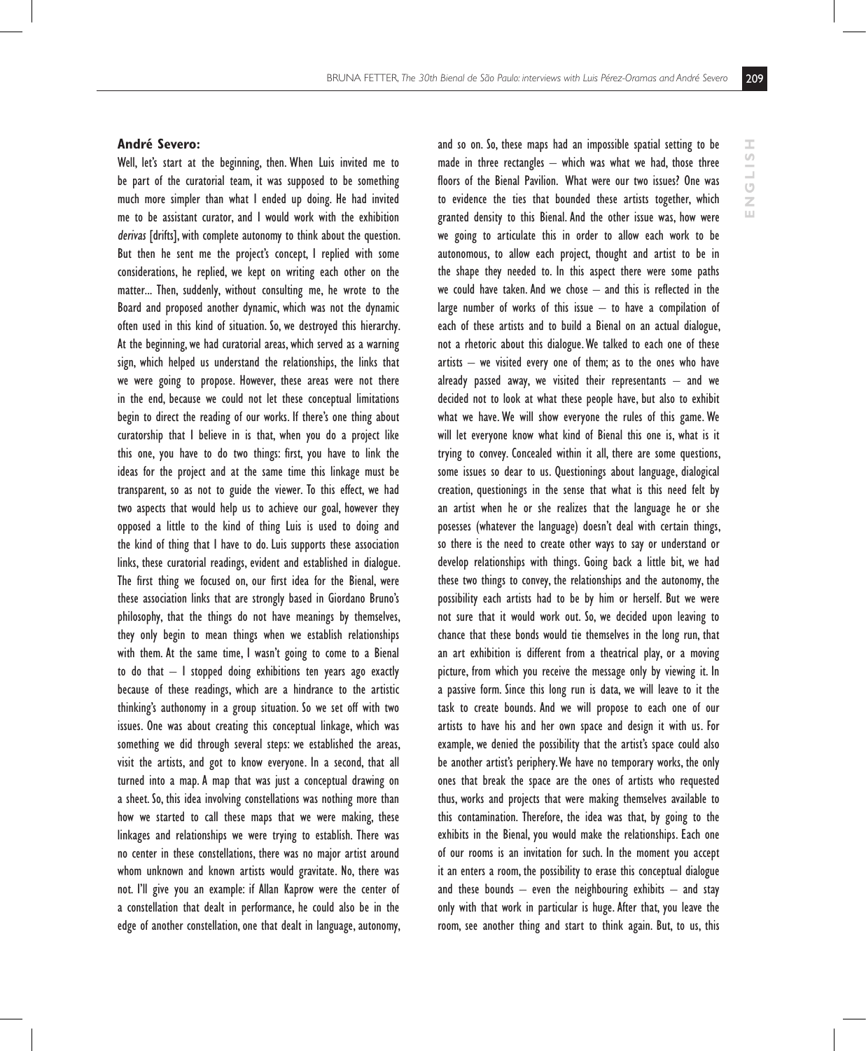**André Severo:**

Well, let's start at the beginning, then. When Luis invited me to be part of the curatorial team, it was supposed to be something much more simpler than what I ended up doing. He had invited me to be assistant curator, and I would work with the exhibition *derivas* [drifts], with complete autonomy to think about the question. But then he sent me the project's concept, I replied with some considerations, he replied, we kept on writing each other on the matter... Then, suddenly, without consulting me, he wrote to the Board and proposed another dynamic, which was not the dynamic often used in this kind of situation. So, we destroyed this hierarchy. At the beginning, we had curatorial areas, which served as a warning sign, which helped us understand the relationships, the links that we were going to propose. However, these areas were not there in the end, because we could not let these conceptual limitations begin to direct the reading of our works. If there's one thing about curatorship that I believe in is that, when you do a project like this one, you have to do two things: first, you have to link the ideas for the project and at the same time this linkage must be transparent, so as not to guide the viewer. To this effect, we had two aspects that would help us to achieve our goal, however they opposed a little to the kind of thing Luis is used to doing and the kind of thing that I have to do. Luis supports these association links, these curatorial readings, evident and established in dialogue. The first thing we focused on, our first idea for the Bienal, were these association links that are strongly based in Giordano Bruno's philosophy, that the things do not have meanings by themselves, they only begin to mean things when we establish relationships with them. At the same time, I wasn't going to come to a Bienal to do that – I stopped doing exhibitions ten years ago exactly because of these readings, which are a hindrance to the artistic thinking's authonomy in a group situation. So we set off with two issues. One was about creating this conceptual linkage, which was something we did through several steps: we established the areas, visit the artists, and got to know everyone. In a second, that all turned into a map. A map that was just a conceptual drawing on a sheet. So, this idea involving constellations was nothing more than how we started to call these maps that we were making, these linkages and relationships we were trying to establish. There was no center in these constellations, there was no major artist around whom unknown and known artists would gravitate. No, there was not. I'll give you an example: if Allan Kaprow were the center of a constellation that dealt in performance, he could also be in the edge of another constellation, one that dealt in language, autonomy, and so on. So, these maps had an impossible spatial setting to be made in three rectangles – which was what we had, those three floors of the Bienal Pavilion. What were our two issues? One was to evidence the ties that bounded these artists together, which granted density to this Bienal. And the other issue was, how were we going to articulate this in order to allow each work to be autonomous, to allow each project, thought and artist to be in the shape they needed to. In this aspect there were some paths we could have taken. And we chose – and this is reflected in the large number of works of this issue – to have a compilation of each of these artists and to build a Bienal on an actual dialogue, not a rhetoric about this dialogue. We talked to each one of these artists – we visited every one of them; as to the ones who have already passed away, we visited their representants – and we decided not to look at what these people have, but also to exhibit what we have. We will show everyone the rules of this game. We will let everyone know what kind of Bienal this one is, what is it trying to convey. Concealed within it all, there are some questions, some issues so dear to us. Questionings about language, dialogical creation, questionings in the sense that what is this need felt by an artist when he or she realizes that the language he or she posesses (whatever the language) doesn't deal with certain things, so there is the need to create other ways to say or understand or develop relationships with things. Going back a little bit, we had these two things to convey, the relationships and the autonomy, the possibility each artists had to be by him or herself. But we were not sure that it would work out. So, we decided upon leaving to chance that these bonds would tie themselves in the long run, that an art exhibition is different from a theatrical play, or a moving picture, from which you receive the message only by viewing it. In a passive form. Since this long run is data, we will leave to it the task to create bounds. And we will propose to each one of our artists to have his and her own space and design it with us. For example, we denied the possibility that the artist's space could also be another artist's periphery. We have no temporary works, the only ones that break the space are the ones of artists who requested thus, works and projects that were making themselves available to this contamination. Therefore, the idea was that, by going to the exhibits in the Bienal, you would make the relationships. Each one of our rooms is an invitation for such. In the moment you accept it an enters a room, the possibility to erase this conceptual dialogue and these bounds – even the neighbouring exhibits – and stay only with that work in particular is huge. After that, you leave the room, see another thing and start to think again. But, to us, this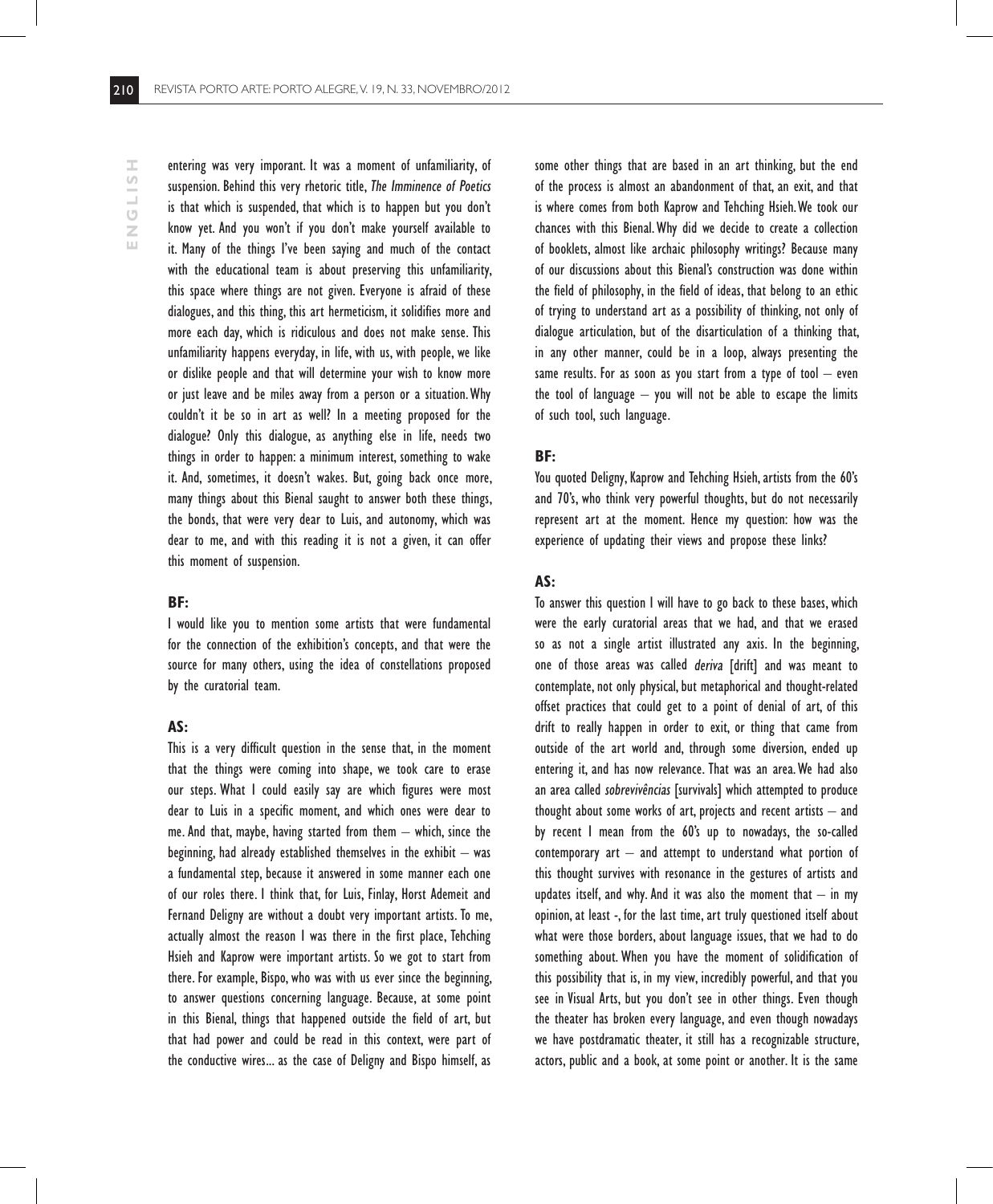entering was very imporant. It was a moment of unfamiliarity, of suspension. Behind this very rhetoric title, *The Imminence of Poetics* is that which is suspended, that which is to happen but you don't know yet. And you won't if you don't make yourself available to it. Many of the things I've been saying and much of the contact with the educational team is about preserving this unfamiliarity, this space where things are not given. Everyone is afraid of these dialogues, and this thing, this art hermeticism, it solidifies more and more each day, which is ridiculous and does not make sense. This unfamiliarity happens everyday, in life, with us, with people, we like or dislike people and that will determine your wish to know more or just leave and be miles away from a person or a situation. Why couldn't it be so in art as well? In a meeting proposed for the dialogue? Only this dialogue, as anything else in life, needs two things in order to happen: a minimum interest, something to wake it. And, sometimes, it doesn't wakes. But, going back once more, many things about this Bienal saught to answer both these things, the bonds, that were very dear to Luis, and autonomy, which was dear to me, and with this reading it is not a given, it can offer this moment of suspension.

**BF:**

I would like you to mention some artists that were fundamental for the connection of the exhibition's concepts, and that were the source for many others, using the idea of constellations proposed by the curatorial team.

**AS:**

This is a very difficult question in the sense that, in the moment that the things were coming into shape, we took care to erase our steps. What I could easily say are which figures were most dear to Luis in a specific moment, and which ones were dear to me. And that, maybe, having started from them – which, since the beginning, had already established themselves in the exhibit – was a fundamental step, because it answered in some manner each one of our roles there. I think that, for Luis, Finlay, Horst Ademeit and Fernand Deligny are without a doubt very important artists. To me, actually almost the reason I was there in the first place, Tehching Hsieh and Kaprow were important artists. So we got to start from there. For example, Bispo, who was with us ever since the beginning, to answer questions concerning language. Because, at some point in this Bienal, things that happened outside the field of art, but that had power and could be read in this context, were part of the conductive wires... as the case of Deligny and Bispo himself, as some other things that are based in an art thinking, but the end of the process is almost an abandonment of that, an exit, and that is where comes from both Kaprow and Tehching Hsieh. We took our chances with this Bienal. Why did we decide to create a collection of booklets, almost like archaic philosophy writings? Because many of our discussions about this Bienal's construction was done within the field of philosophy, in the field of ideas, that belong to an ethic of trying to understand art as a possibility of thinking, not only of dialogue articulation, but of the disarticulation of a thinking that, in any other manner, could be in a loop, always presenting the same results. For as soon as you start from a type of tool – even the tool of language – you will not be able to escape the limits of such tool, such language.

**BF:**

You quoted Deligny, Kaprow and Tehching Hsieh, artists from the 60's and 70's, who think very powerful thoughts, but do not necessarily represent art at the moment. Hence my question: how was the experience of updating their views and propose these links?

**AS:**

To answer this question I will have to go back to these bases, which were the early curatorial areas that we had, and that we erased so as not a single artist illustrated any axis. In the beginning, one of those areas was called *deriva* [drift] and was meant to contemplate, not only physical, but metaphorical and thought-related offset practices that could get to a point of denial of art, of this drift to really happen in order to exit, or thing that came from outside of the art world and, through some diversion, ended up entering it, and has now relevance. That was an area. We had also an area called *sobrevivências* [survivals] which attempted to produce thought about some works of art, projects and recent artists – and by recent I mean from the 60's up to nowadays, the so-called contemporary art – and attempt to understand what portion of this thought survives with resonance in the gestures of artists and updates itself, and why. And it was also the moment that – in my opinion, at least -, for the last time, art truly questioned itself about what were those borders, about language issues, that we had to do something about. When you have the moment of solidification of this possibility that is, in my view, incredibly powerful, and that you see in Visual Arts, but you don't see in other things. Even though the theater has broken every language, and even though nowadays we have postdramatic theater, it still has a recognizable structure, actors, public and a book, at some point or another. It is the same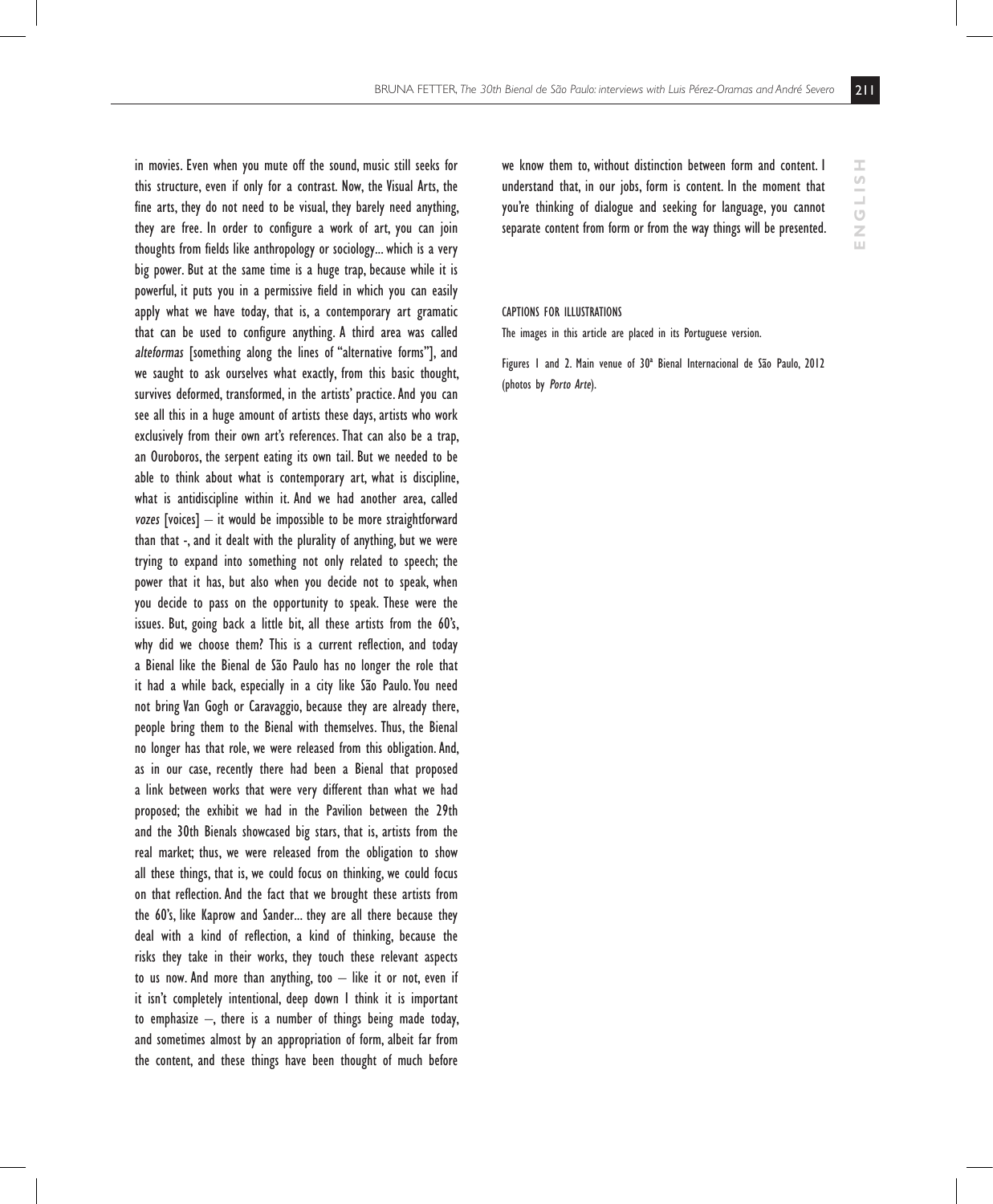in movies. Even when you mute off the sound, music still seeks for this structure, even if only for a contrast. Now, the Visual Arts, the fine arts, they do not need to be visual, they barely need anything, they are free. In order to configure a work of art, you can join thoughts from fields like anthropology or sociology... which is a very big power. But at the same time is a huge trap, because while it is powerful, it puts you in a permissive field in which you can easily apply what we have today, that is, a contemporary art gramatic that can be used to configure anything. A third area was called *alteformas* [something along the lines of "alternative forms"], and we saught to ask ourselves what exactly, from this basic thought, survives deformed, transformed, in the artists' practice. And you can see all this in a huge amount of artists these days, artists who work exclusively from their own art's references. That can also be a trap, an Ouroboros, the serpent eating its own tail. But we needed to be able to think about what is contemporary art, what is discipline, what is antidiscipline within it. And we had another area, called *vozes* [voices] – it would be impossible to be more straightforward than that -, and it dealt with the plurality of anything, but we were trying to expand into something not only related to speech; the power that it has, but also when you decide not to speak, when you decide to pass on the opportunity to speak. These were the issues. But, going back a little bit, all these artists from the 60's, why did we choose them? This is a current reflection, and today a Bienal like the Bienal de São Paulo has no longer the role that it had a while back, especially in a city like São Paulo. You need not bring Van Gogh or Caravaggio, because they are already there, people bring them to the Bienal with themselves. Thus, the Bienal no longer has that role, we were released from this obligation. And, as in our case, recently there had been a Bienal that proposed a link between works that were very different than what we had proposed; the exhibit we had in the Pavilion between the 29th and the 30th Bienals showcased big stars, that is, artists from the real market; thus, we were released from the obligation to show all these things, that is, we could focus on thinking, we could focus on that reflection. And the fact that we brought these artists from the 60's, like Kaprow and Sander... they are all there because they deal with a kind of reflection, a kind of thinking, because the risks they take in their works, they touch these relevant aspects to us now. And more than anything, too – like it or not, even if it isn't completely intentional, deep down I think it is important to emphasize –, there is a number of things being made today, and sometimes almost by an appropriation of form, albeit far from the content, and these things have been thought of much before we know them to, without distinction between form and content. I understand that, in our jobs, form is content. In the moment that you're thinking of dialogue and seeking for language, you cannot separate content from form or from the way things will be presented.

CAPTIONS FOR ILLUSTRATIONS

The images in this article are placed in its Portuguese version.

Figures 1 and 2. Main venue of 30ª Bienal Internacional de São Paulo, 2012 (photos by *Porto Arte*).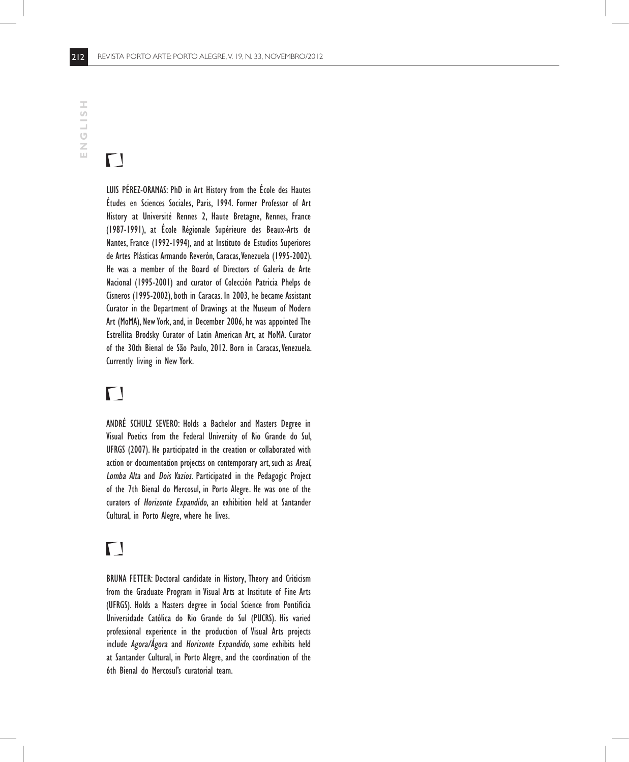LUIS PÉREZ-ORAMAS: PhD in Art History from the École des Hautes Études en Sciences Sociales, Paris, 1994. Former Professor of Art History at Université Rennes 2, Haute Bretagne, Rennes, France (1987-1991), at École Régionale Supérieure des Beaux-Arts de Nantes, France (1992-1994), and at Instituto de Estudios Superiores de Artes Plásticas Armando Reverón, Caracas, Venezuela (1995-2002). He was a member of the Board of Directors of Galería de Arte Nacional (1995-2001) and curator of Colección Patricia Phelps de Cisneros (1995-2002), both in Caracas. In 2003, he became Assistant Curator in the Department of Drawings at the Museum of Modern Art (MoMA), New York, and, in December 2006, he was appointed The Estrellita Brodsky Curator of Latin American Art, at MoMA. Curator of the 30th Bienal de São Paulo, 2012. Born in Caracas, Venezuela. Currently living in New York.

ANDRÉ SCHULZ SEVERO: Holds a Bachelor and Masters Degree in Visual Poetics from the Federal University of Rio Grande do Sul, UFRGS (2007). He participated in the creation or collaborated with action or documentation projectss on contemporary art, such as *Areal*, *Lomba Alta* and *Dois Vazios*. Participated in the Pedagogic Project of the 7th Bienal do Mercosul, in Porto Alegre. He was one of the curators of *Horizonte Expandido*, an exhibition held at Santander Cultural, in Porto Alegre, where he lives.

BRUNA FETTER: Doctoral candidate in History, Theory and Criticism from the Graduate Program in Visual Arts at Institute of Fine Arts (UFRGS). Holds a Masters degree in Social Science from Pontifícia Universidade Católica do Rio Grande do Sul (PUCRS). His varied professional experience in the production of Visual Arts projects include *Agora/Ágora* and *Horizonte Expandido*, some exhibits held at Santander Cultural, in Porto Alegre, and the coordination of the 6th Bienal do Mercosul's curatorial team.